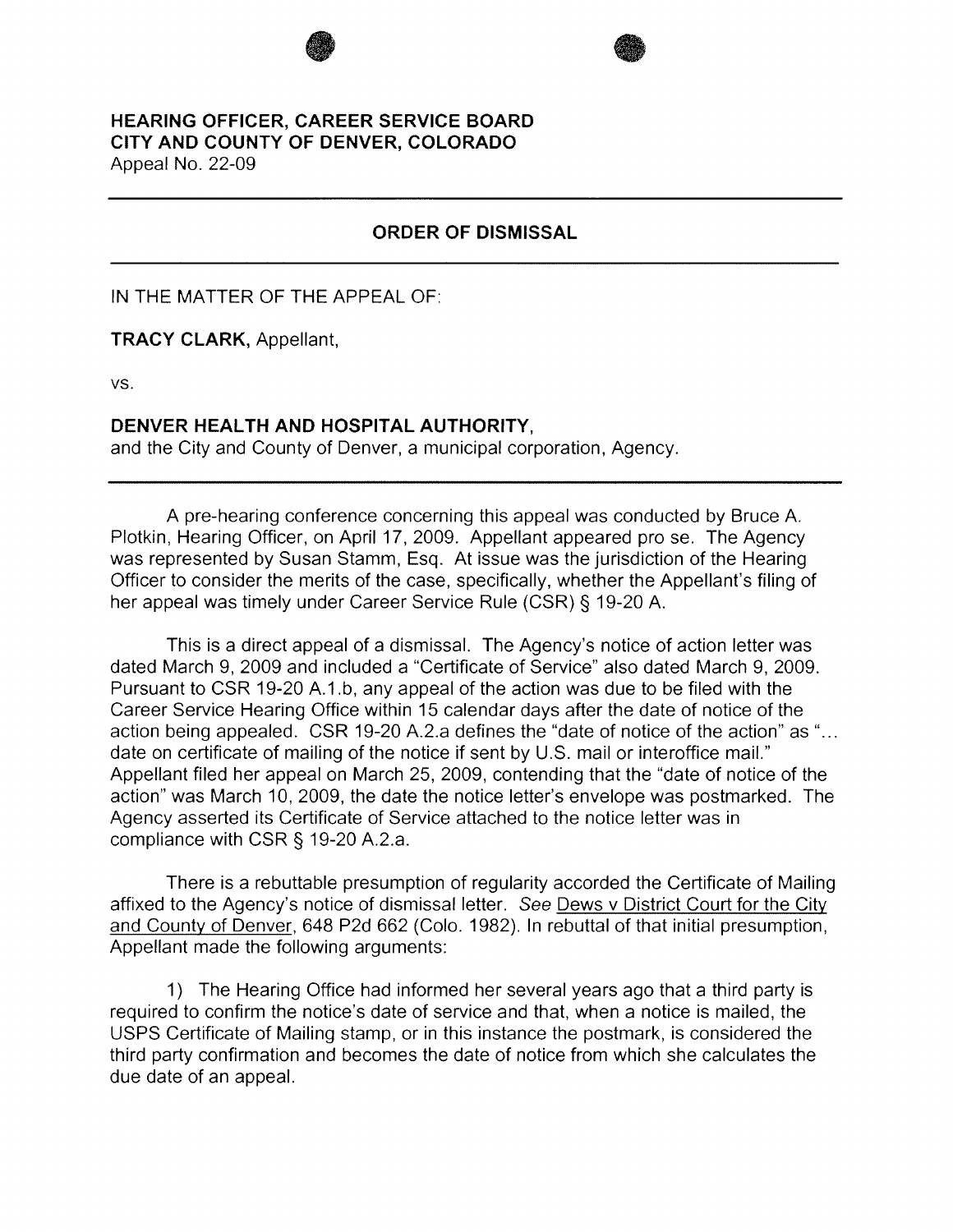**HEARING OFFICER, CAREER SERVICE BOARD**
**CITY AND COUNTY OF DENVER, COLORADO**
Appeal No. 22-09

---

## ORDER OF DISMISSAL

---

IN THE MATTER OF THE APPEAL OF:

**TRACY CLARK,** Appellant,

vs.

**DENVER HEALTH AND HOSPITAL AUTHORITY,**
and the City and County of Denver, a municipal corporation, Agency.

---

A pre-hearing conference concerning this appeal was conducted by Bruce A. Plotkin, Hearing Officer, on April 17, 2009. Appellant appeared pro se. The Agency was represented by Susan Stamm, Esq. At issue was the jurisdiction of the Hearing Officer to consider the merits of the case, specifically, whether the Appellant's filing of her appeal was timely under Career Service Rule (CSR) § 19-20 A.

This is a direct appeal of a dismissal. The Agency's notice of action letter was dated March 9, 2009 and included a "Certificate of Service" also dated March 9, 2009. Pursuant to CSR 19-20 A.1.b, any appeal of the action was due to be filed with the Career Service Hearing Office within 15 calendar days after the date of notice of the action being appealed. CSR 19-20 A.2.a defines the "date of notice of the action" as "... date on certificate of mailing of the notice if sent by U.S. mail or interoffice mail." Appellant filed her appeal on March 25, 2009, contending that the "date of notice of the action" was March 10, 2009, the date the notice letter's envelope was postmarked. The Agency asserted its Certificate of Service attached to the notice letter was in compliance with CSR § 19-20 A.2.a.

There is a rebuttable presumption of regularity accorded the Certificate of Mailing affixed to the Agency's notice of dismissal letter. *See* Dews v District Court for the City and County of Denver, 648 P2d 662 (Colo. 1982). In rebuttal of that initial presumption, Appellant made the following arguments:

1) The Hearing Office had informed her several years ago that a third party is required to confirm the notice's date of service and that, when a notice is mailed, the USPS Certificate of Mailing stamp, or in this instance the postmark, is considered the third party confirmation and becomes the date of notice from which she calculates the due date of an appeal.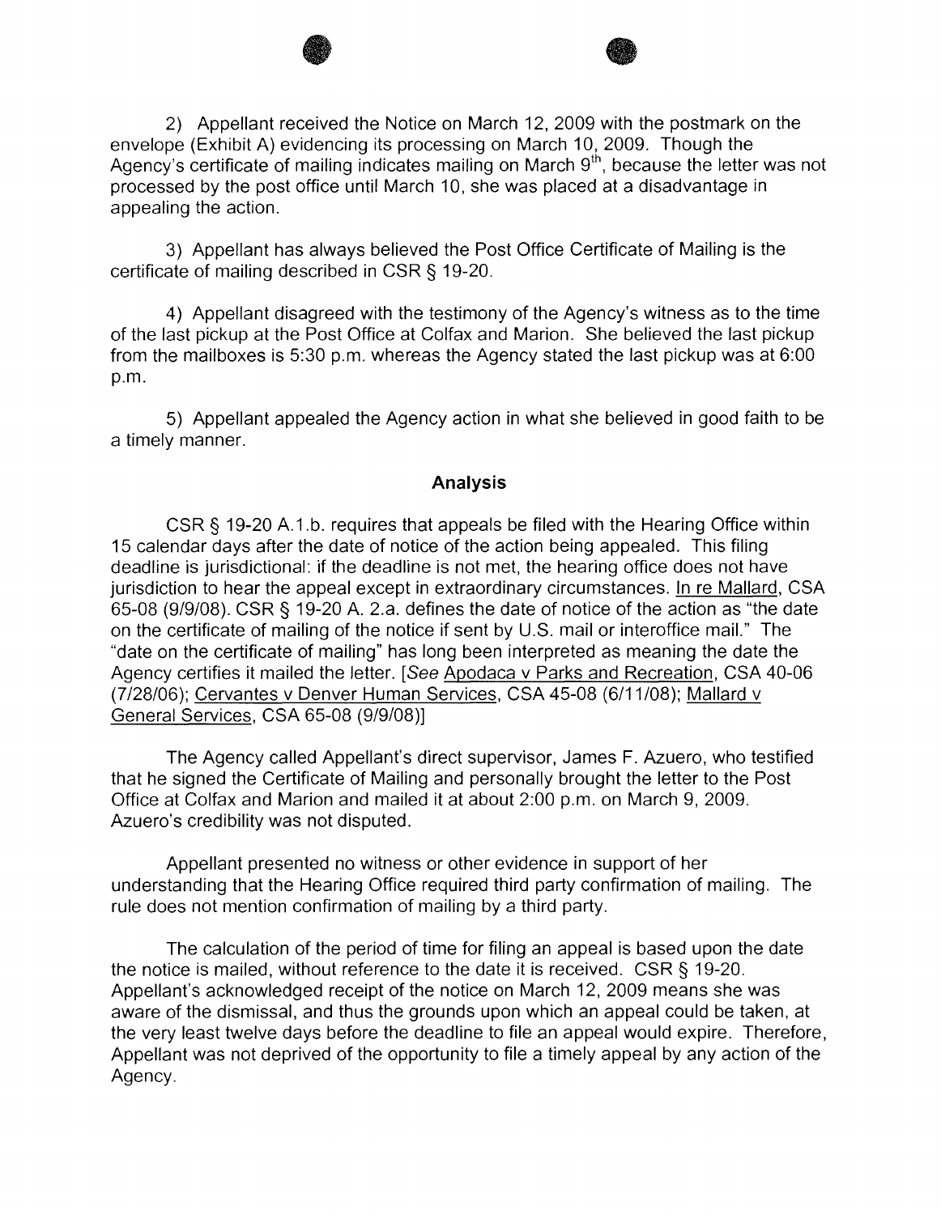2) Appellant received the Notice on March 12, 2009 with the postmark on the envelope (Exhibit A) evidencing its processing on March 10, 2009. Though the Agency's certificate of mailing indicates mailing on March 9th, because the letter was not processed by the post office until March 10, she was placed at a disadvantage in appealing the action.

3) Appellant has always believed the Post Office Certificate of Mailing is the certificate of mailing described in CSR § 19-20.

4) Appellant disagreed with the testimony of the Agency's witness as to the time of the last pickup at the Post Office at Colfax and Marion. She believed the last pickup from the mailboxes is 5:30 p.m. whereas the Agency stated the last pickup was at 6:00 p.m.

5) Appellant appealed the Agency action in what she believed in good faith to be a timely manner.

## Analysis

CSR § 19-20 A.1.b. requires that appeals be filed with the Hearing Office within 15 calendar days after the date of notice of the action being appealed. This filing deadline is jurisdictional: if the deadline is not met, the hearing office does not have jurisdiction to hear the appeal except in extraordinary circumstances. In re Mallard, CSA 65-08 (9/9/08). CSR § 19-20 A. 2.a. defines the date of notice of the action as "the date on the certificate of mailing of the notice if sent by U.S. mail or interoffice mail." The "date on the certificate of mailing" has long been interpreted as meaning the date the Agency certifies it mailed the letter. [*See* Apodaca v Parks and Recreation, CSA 40-06 (7/28/06); Cervantes v Denver Human Services, CSA 45-08 (6/11/08); Mallard v General Services, CSA 65-08 (9/9/08)]

The Agency called Appellant's direct supervisor, James F. Azuero, who testified that he signed the Certificate of Mailing and personally brought the letter to the Post Office at Colfax and Marion and mailed it at about 2:00 p.m. on March 9, 2009. Azuero's credibility was not disputed.

Appellant presented no witness or other evidence in support of her understanding that the Hearing Office required third party confirmation of mailing. The rule does not mention confirmation of mailing by a third party.

The calculation of the period of time for filing an appeal is based upon the date the notice is mailed, without reference to the date it is received. CSR § 19-20. Appellant's acknowledged receipt of the notice on March 12, 2009 means she was aware of the dismissal, and thus the grounds upon which an appeal could be taken, at the very least twelve days before the deadline to file an appeal would expire. Therefore, Appellant was not deprived of the opportunity to file a timely appeal by any action of the Agency.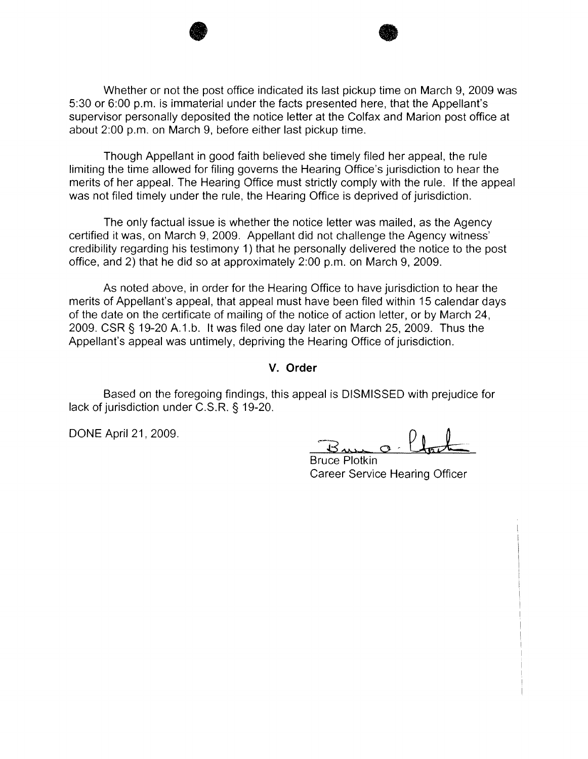Whether or not the post office indicated its last pickup time on March 9, 2009 was 5:30 or 6:00 p.m. is immaterial under the facts presented here, that the Appellant's supervisor personally deposited the notice letter at the Colfax and Marion post office at about 2:00 p.m. on March 9, before either last pickup time.

Though Appellant in good faith believed she timely filed her appeal, the rule limiting the time allowed for filing governs the Hearing Office's jurisdiction to hear the merits of her appeal. The Hearing Office must strictly comply with the rule. If the appeal was not filed timely under the rule, the Hearing Office is deprived of jurisdiction.

The only factual issue is whether the notice letter was mailed, as the Agency certified it was, on March 9, 2009. Appellant did not challenge the Agency witness' credibility regarding his testimony 1) that he personally delivered the notice to the post office, and 2) that he did so at approximately 2:00 p.m. on March 9, 2009.

As noted above, in order for the Hearing Office to have jurisdiction to hear the merits of Appellant's appeal, that appeal must have been filed within 15 calendar days of the date on the certificate of mailing of the notice of action letter, or by March 24, 2009. CSR § 19-20 A.1.b. It was filed one day later on March 25, 2009. Thus the Appellant's appeal was untimely, depriving the Hearing Office of jurisdiction.

## V. Order

Based on the foregoing findings, this appeal is DISMISSED with prejudice for lack of jurisdiction under C.S.R. § 19-20.

DONE April 21, 2009.

Bruce Plotkin
Career Service Hearing Officer